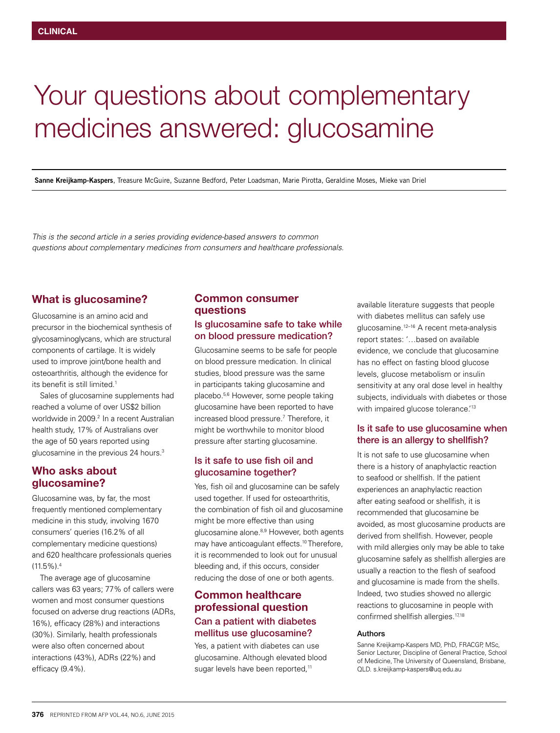CLINICAL

# Your questions about complementary medicines answered: glucosamine

**Sanne Kreijkamp-Kaspers**, Treasure McGuire, Suzanne Bedford, Peter Loadsman, Marie Pirotta, Geraldine Moses, Mieke van Driel

*This is the second article in a series providing evidence-based answers to common questions about complementary medicines from consumers and healthcare professionals.*

## What is glucosamine?

Glucosamine is an amino acid and precursor in the biochemical synthesis of glycosaminoglycans, which are structural components of cartilage. It is widely used to improve joint/bone health and osteoarthritis, although the evidence for its benefit is still limited.[1]

Sales of glucosamine supplements had reached a volume of over US$2 billion worldwide in 2009.[2] In a recent Australian health study, 17% of Australians over the age of 50 years reported using glucosamine in the previous 24 hours.[3]

## Who asks about glucosamine?

Glucosamine was, by far, the most frequently mentioned complementary medicine in this study, involving 1670 consumers' queries (16.2% of all complementary medicine questions) and 620 healthcare professionals queries (11.5%).[4]

The average age of glucosamine callers was 63 years; 77% of callers were women and most consumer questions focused on adverse drug reactions (ADRs, 16%), efficacy (28%) and interactions (30%). Similarly, health professionals were also often concerned about interactions (43%), ADRs (22%) and efficacy (9.4%).

## Common consumer questions

### Is glucosamine safe to take while on blood pressure medication?

Glucosamine seems to be safe for people on blood pressure medication. In clinical studies, blood pressure was the same in participants taking glucosamine and placebo.[5,6] However, some people taking glucosamine have been reported to have increased blood pressure.[7] Therefore, it might be worthwhile to monitor blood pressure after starting glucosamine.

### Is it safe to use fish oil and glucosamine together?

Yes, fish oil and glucosamine can be safely used together. If used for osteoarthritis, the combination of fish oil and glucosamine might be more effective than using glucosamine alone.[8,9] However, both agents may have anticoagulant effects.[10] Therefore, it is recommended to look out for unusual bleeding and, if this occurs, consider reducing the dose of one or both agents.

## Common healthcare professional question

### Can a patient with diabetes mellitus use glucosamine?

Yes, a patient with diabetes can use glucosamine. Although elevated blood sugar levels have been reported,[11] available literature suggests that people with diabetes mellitus can safely use glucosamine.[12–16] A recent meta-analysis report states: '…based on available evidence, we conclude that glucosamine has no effect on fasting blood glucose levels, glucose metabolism or insulin sensitivity at any oral dose level in healthy subjects, individuals with diabetes or those with impaired glucose tolerance.'[13]

### Is it safe to use glucosamine when there is an allergy to shellfish?

It is not safe to use glucosamine when there is a history of anaphylactic reaction to seafood or shellfish. If the patient experiences an anaphylactic reaction after eating seafood or shellfish, it is recommended that glucosamine be avoided, as most glucosamine products are derived from shellfish. However, people with mild allergies only may be able to take glucosamine safely as shellfish allergies are usually a reaction to the flesh of seafood and glucosamine is made from the shells. Indeed, two studies showed no allergic reactions to glucosamine in people with confirmed shellfish allergies.[17,18]

#### Authors

Sanne Kreijkamp-Kaspers MD, PhD, FRACGP, MSc, Senior Lecturer, Discipline of General Practice, School of Medicine, The University of Queensland, Brisbane, QLD. s.kreijkamp-kaspers@uq.edu.au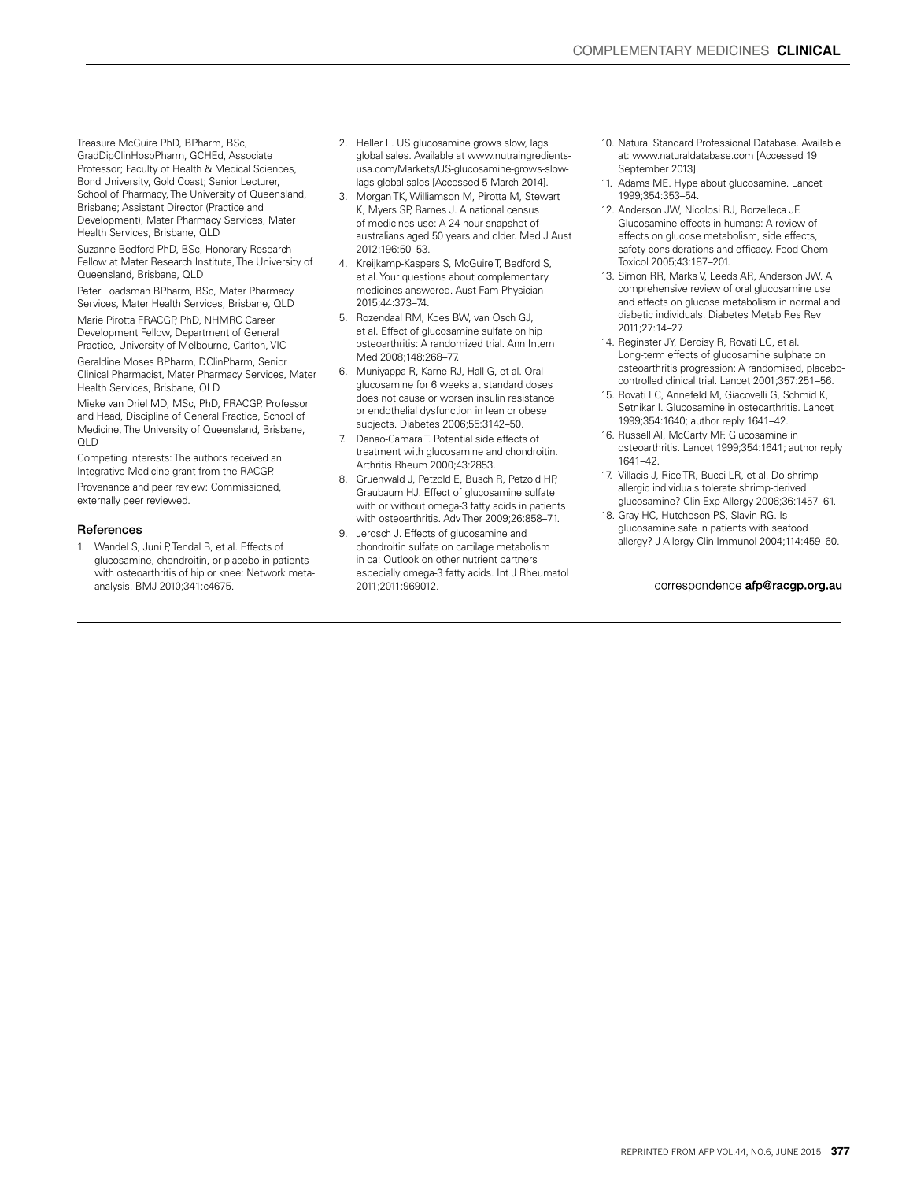Treasure McGuire PhD, BPharm, BSc, GradDipClinHospPharm, GCHEd, Associate Professor; Faculty of Health & Medical Sciences, Bond University, Gold Coast; Senior Lecturer, School of Pharmacy, The University of Queensland, Brisbane; Assistant Director (Practice and Development), Mater Pharmacy Services, Mater Health Services, Brisbane, QLD

Suzanne Bedford PhD, BSc, Honorary Research Fellow at Mater Research Institute, The University of Queensland, Brisbane, QLD

Peter Loadsman BPharm, BSc, Mater Pharmacy Services, Mater Health Services, Brisbane, QLD

Marie Pirotta FRACGP, PhD, NHMRC Career Development Fellow, Department of General Practice, University of Melbourne, Carlton, VIC

Geraldine Moses BPharm, DClinPharm, Senior Clinical Pharmacist, Mater Pharmacy Services, Mater Health Services, Brisbane, QLD

Mieke van Driel MD, MSc, PhD, FRACGP, Professor and Head, Discipline of General Practice, School of Medicine, The University of Queensland, Brisbane, QLD

Competing interests: The authors received an Integrative Medicine grant from the RACGP.

Provenance and peer review: Commissioned, externally peer reviewed.

## References

1. Wandel S, Juni P, Tendal B, et al. Effects of glucosamine, chondroitin, or placebo in patients with osteoarthritis of hip or knee: Network meta-analysis. BMJ 2010;341:c4675.
2. Heller L. US glucosamine grows slow, lags global sales. Available at www.nutraingredients-usa.com/Markets/US-glucosamine-grows-slow-lags-global-sales [Accessed 5 March 2014].
3. Morgan TK, Williamson M, Pirotta M, Stewart K, Myers SP, Barnes J. A national census of medicines use: A 24-hour snapshot of australians aged 50 years and older. Med J Aust 2012;196:50–53.
4. Kreijkamp-Kaspers S, McGuire T, Bedford S, et al. Your questions about complementary medicines answered. Aust Fam Physician 2015;44:373–74.
5. Rozendaal RM, Koes BW, van Osch GJ, et al. Effect of glucosamine sulfate on hip osteoarthritis: A randomized trial. Ann Intern Med 2008;148:268–77.
6. Muniyappa R, Karne RJ, Hall G, et al. Oral glucosamine for 6 weeks at standard doses does not cause or worsen insulin resistance or endothelial dysfunction in lean or obese subjects. Diabetes 2006;55:3142–50.
7. Danao-Camara T. Potential side effects of treatment with glucosamine and chondroitin. Arthritis Rheum 2000;43:2853.
8. Gruenwald J, Petzold E, Busch R, Petzold HP, Graubaum HJ. Effect of glucosamine sulfate with or without omega-3 fatty acids in patients with osteoarthritis. Adv Ther 2009;26:858–71.
9. Jerosch J. Effects of glucosamine and chondroitin sulfate on cartilage metabolism in oa: Outlook on other nutrient partners especially omega-3 fatty acids. Int J Rheumatol 2011;2011:969012.
10. Natural Standard Professional Database. Available at: www.naturaldatabase.com [Accessed 19 September 2013].
11. Adams ME. Hype about glucosamine. Lancet 1999;354:353–54.
12. Anderson JW, Nicolosi RJ, Borzelleca JF. Glucosamine effects in humans: A review of effects on glucose metabolism, side effects, safety considerations and efficacy. Food Chem Toxicol 2005;43:187–201.
13. Simon RR, Marks V, Leeds AR, Anderson JW. A comprehensive review of oral glucosamine use and effects on glucose metabolism in normal and diabetic individuals. Diabetes Metab Res Rev 2011;27:14–27.
14. Reginster JY, Deroisy R, Rovati LC, et al. Long-term effects of glucosamine sulphate on osteoarthritis progression: A randomised, placebo-controlled clinical trial. Lancet 2001;357:251–56.
15. Rovati LC, Annefeld M, Giacovelli G, Schmid K, Setnikar I. Glucosamine in osteoarthritis. Lancet 1999;354:1640; author reply 1641–42.
16. Russell AI, McCarty MF. Glucosamine in osteoarthritis. Lancet 1999;354:1641; author reply 1641–42.
17. Villacis J, Rice TR, Bucci LR, et al. Do shrimp-allergic individuals tolerate shrimp-derived glucosamine? Clin Exp Allergy 2006;36:1457–61.
18. Gray HC, Hutcheson PS, Slavin RG. Is glucosamine safe in patients with seafood allergy? J Allergy Clin Immunol 2004;114:459–60.

correspondence **afp@racgp.org.au**